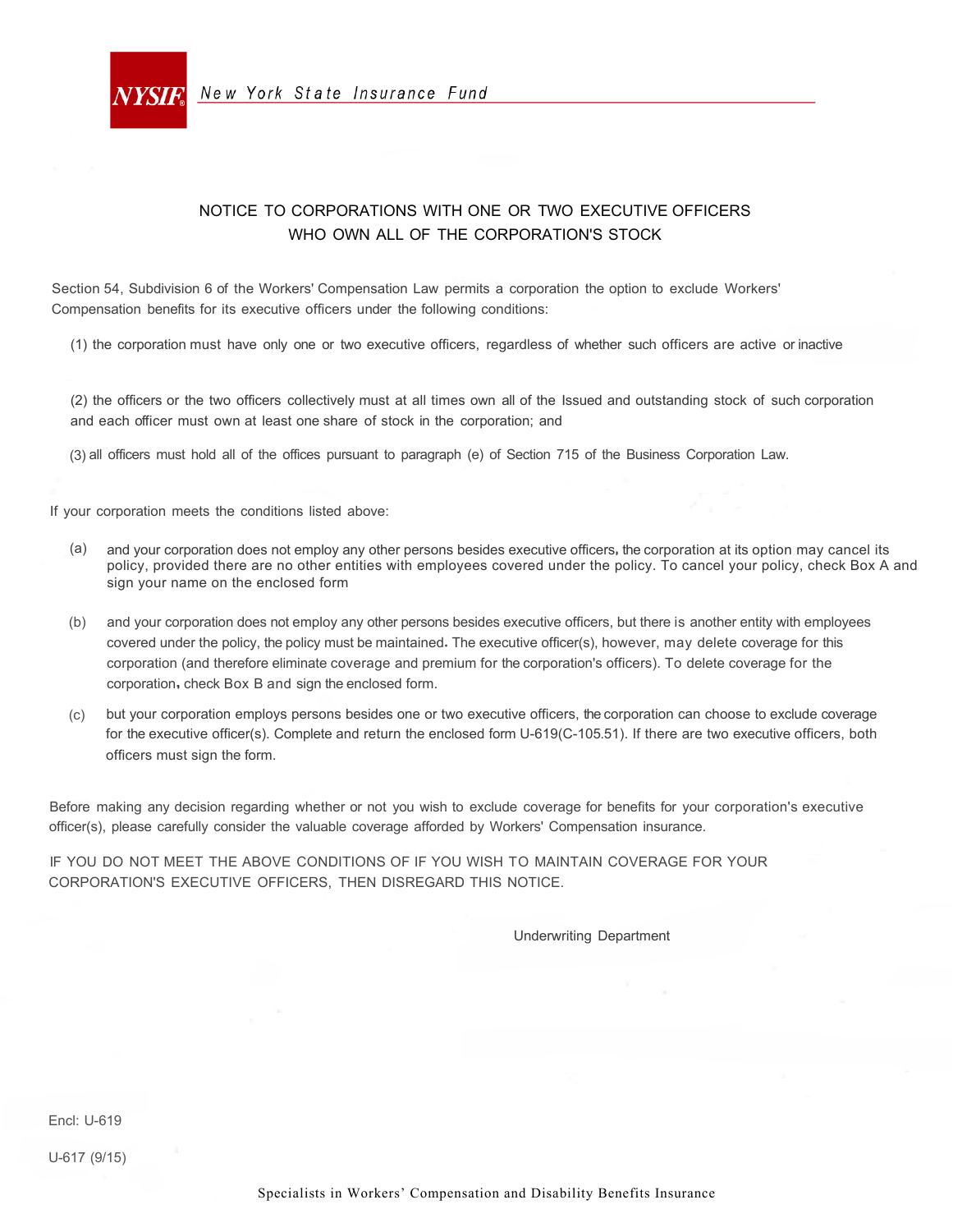NYSIF New York State Insurance Fund

## NOTICE TO CORPORATIONS WITH ONE OR TWO EXECUTIVE OFFICERS WHO OWN ALL OF THE CORPORATION'S STOCK

Section 54, Subdivision 6 of the Workers' Compensation Law permits a corporation the option to exclude Workers' Compensation benefits for its executive officers under the following conditions:

(1) the corporation must have only one or two executive officers, regardless of whether such officers are active or inactive

(2) the officers or the two officers collectively must at all times own all of the Issued and outstanding stock of such corporation and each officer must own at least one share of stock in the corporation; and

(3) all officers must hold all of the offices pursuant to paragraph (e) of Section 715 of the Business Corporation Law.

If your corporation meets the conditions listed above:

(a) and your corporation does not employ any other persons besides executive officers, the corporation at its option may cancel its policy, provided there are no other entities with employees covered under the policy. To cancel your policy, check Box A and sign your name on the enclosed form

(b) and your corporation does not employ any other persons besides executive officers, but there is another entity with employees covered under the policy, the policy must be maintained. The executive officer(s), however, may delete coverage for this corporation (and therefore eliminate coverage and premium for the corporation's officers). To delete coverage for the corporation, check Box B and sign the enclosed form.

(c) but your corporation employs persons besides one or two executive officers, the corporation can choose to exclude coverage for the executive officer(s). Complete and return the enclosed form U-619(C-105.51). If there are two executive officers, both officers must sign the form.

Before making any decision regarding whether or not you wish to exclude coverage for benefits for your corporation's executive officer(s), please carefully consider the valuable coverage afforded by Workers' Compensation insurance.

IF YOU DO NOT MEET THE ABOVE CONDITIONS OF IF YOU WISH TO MAINTAIN COVERAGE FOR YOUR CORPORATION'S EXECUTIVE OFFICERS, THEN DISREGARD THIS NOTICE.

Underwriting Department

Encl: U-619

U-617 (9/15)

Specialists in Workers' Compensation and Disability Benefits Insurance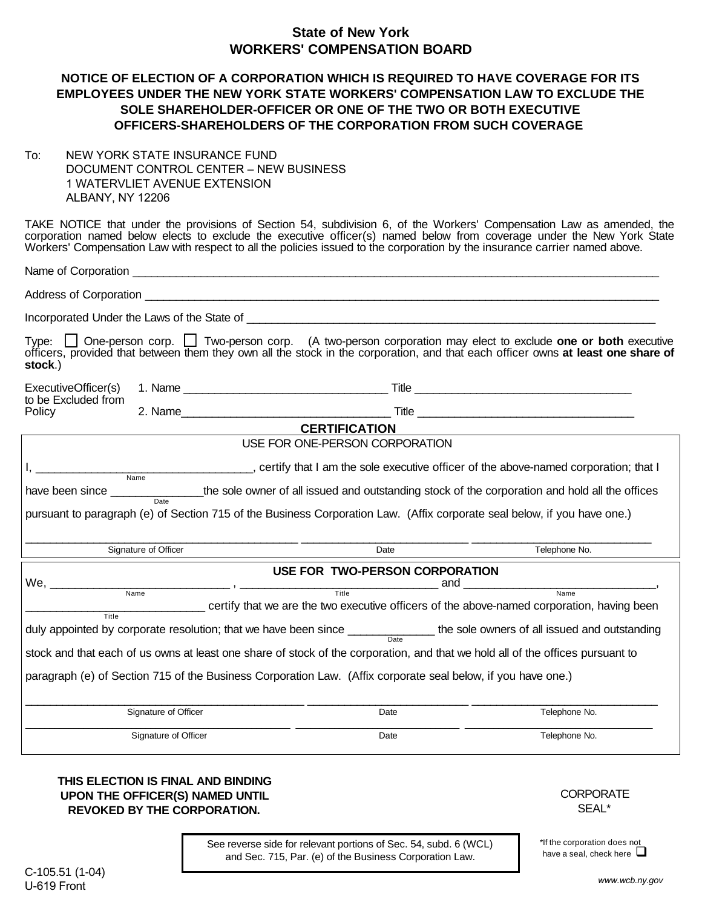# State of New York
# WORKERS' COMPENSATION BOARD

## NOTICE OF ELECTION OF A CORPORATION WHICH IS REQUIRED TO HAVE COVERAGE FOR ITS EMPLOYEES UNDER THE NEW YORK STATE WORKERS' COMPENSATION LAW TO EXCLUDE THE SOLE SHAREHOLDER-OFFICER OR ONE OF THE TWO OR BOTH EXECUTIVE OFFICERS-SHAREHOLDERS OF THE CORPORATION FROM SUCH COVERAGE

To: NEW YORK STATE INSURANCE FUND
DOCUMENT CONTROL CENTER – NEW BUSINESS
1 WATERVLIET AVENUE EXTENSION
ALBANY, NY 12206

TAKE NOTICE that under the provisions of Section 54, subdivision 6, of the Workers' Compensation Law as amended, the corporation named below elects to exclude the executive officer(s) named below from coverage under the New York State Workers' Compensation Law with respect to all the policies issued to the corporation by the insurance carrier named above.

Name of Corporation ____________________________________________________________

Address of Corporation ____________________________________________________________

Incorporated Under the Laws of the State of ____________________________________________________________

Type: ☐ One-person corp. ☐ Two-person corp. (A two-person corporation may elect to exclude **one or both** executive officers, provided that between them they own all the stock in the corporation, and that each officer owns **at least one share of stock**.)

ExecutiveOfficer(s) to be Excluded from Policy
1. Name ______________________________ Title ______________________________
2. Name______________________________ Title ______________________________

## CERTIFICATION

USE FOR ONE-PERSON CORPORATION

I, ______________________________ (Name), certify that I am the sole executive officer of the above-named corporation; that I have been since ______________ (Date) the sole owner of all issued and outstanding stock of the corporation and hold all the offices pursuant to paragraph (e) of Section 715 of the Business Corporation Law. (Affix corporate seal below, if you have one.)

______________________________ ______________________________ ______________________________
Signature of Officer | Date | Telephone No.

**USE FOR TWO-PERSON CORPORATION**

We, ______________________________ (Name), ______________________________ (Title) and ______________________________ (Name), ______________________________ (Title) certify that we are the two executive officers of the above-named corporation, having been duly appointed by corporate resolution; that we have been since ______________ (Date) the sole owners of all issued and outstanding stock and that each of us owns at least one share of stock of the corporation, and that we hold all of the offices pursuant to paragraph (e) of Section 715 of the Business Corporation Law. (Affix corporate seal below, if you have one.)

______________________________ ______________________________ ______________________________
Signature of Officer | Date | Telephone No.

______________________________ ______________________________ ______________________________
Signature of Officer | Date | Telephone No.

**THIS ELECTION IS FINAL AND BINDING UPON THE OFFICER(S) NAMED UNTIL REVOKED BY THE CORPORATION.**

CORPORATE SEAL*

See reverse side for relevant portions of Sec. 54, subd. 6 (WCL) and Sec. 715, Par. (e) of the Business Corporation Law.

*If the corporation does not have a seal, check here ☐

C-105.51 (1-04)
U-619 Front

www.wcb.ny.gov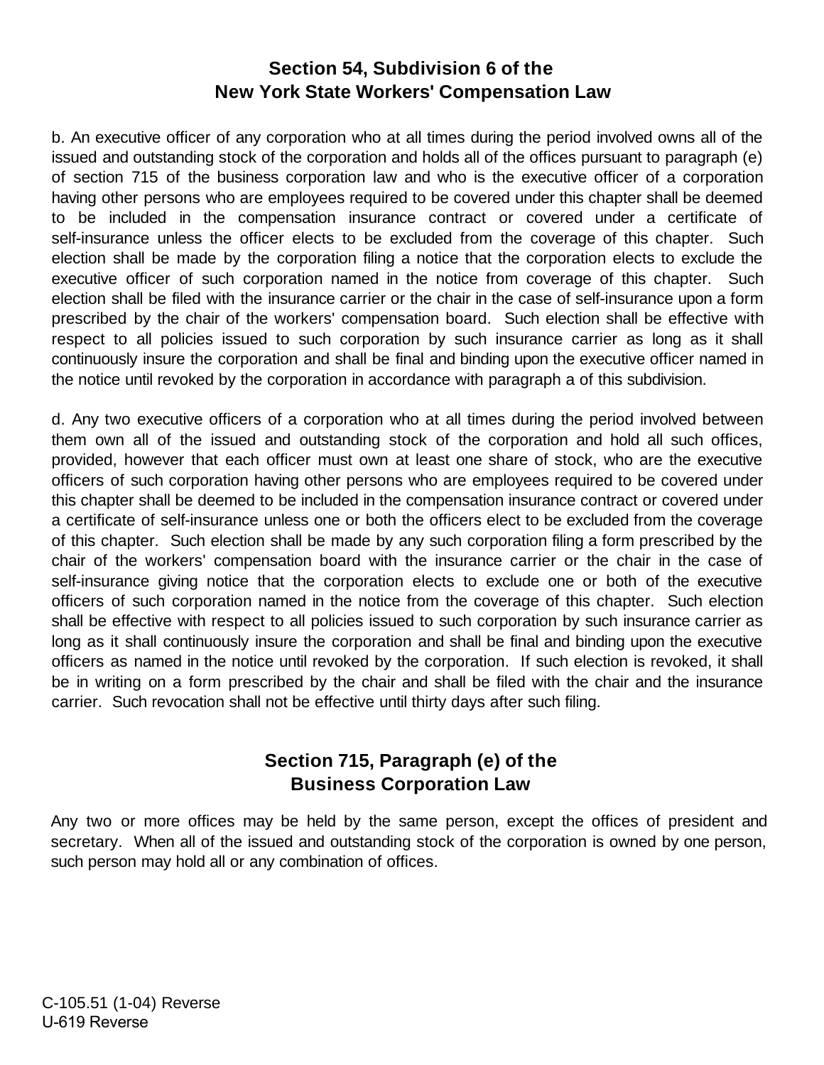## Section 54, Subdivision 6 of the New York State Workers' Compensation Law

b. An executive officer of any corporation who at all times during the period involved owns all of the issued and outstanding stock of the corporation and holds all of the offices pursuant to paragraph (e) of section 715 of the business corporation law and who is the executive officer of a corporation having other persons who are employees required to be covered under this chapter shall be deemed to be included in the compensation insurance contract or covered under a certificate of self-insurance unless the officer elects to be excluded from the coverage of this chapter. Such election shall be made by the corporation filing a notice that the corporation elects to exclude the executive officer of such corporation named in the notice from coverage of this chapter. Such election shall be filed with the insurance carrier or the chair in the case of self-insurance upon a form prescribed by the chair of the workers' compensation board. Such election shall be effective with respect to all policies issued to such corporation by such insurance carrier as long as it shall continuously insure the corporation and shall be final and binding upon the executive officer named in the notice until revoked by the corporation in accordance with paragraph a of this subdivision.

d. Any two executive officers of a corporation who at all times during the period involved between them own all of the issued and outstanding stock of the corporation and hold all such offices, provided, however that each officer must own at least one share of stock, who are the executive officers of such corporation having other persons who are employees required to be covered under this chapter shall be deemed to be included in the compensation insurance contract or covered under a certificate of self-insurance unless one or both the officers elect to be excluded from the coverage of this chapter. Such election shall be made by any such corporation filing a form prescribed by the chair of the workers' compensation board with the insurance carrier or the chair in the case of self-insurance giving notice that the corporation elects to exclude one or both of the executive officers of such corporation named in the notice from the coverage of this chapter. Such election shall be effective with respect to all policies issued to such corporation by such insurance carrier as long as it shall continuously insure the corporation and shall be final and binding upon the executive officers as named in the notice until revoked by the corporation. If such election is revoked, it shall be in writing on a form prescribed by the chair and shall be filed with the chair and the insurance carrier. Such revocation shall not be effective until thirty days after such filing.

## Section 715, Paragraph (e) of the Business Corporation Law

Any two or more offices may be held by the same person, except the offices of president and secretary. When all of the issued and outstanding stock of the corporation is owned by one person, such person may hold all or any combination of offices.

C-105.51 (1-04) Reverse
U-619 Reverse